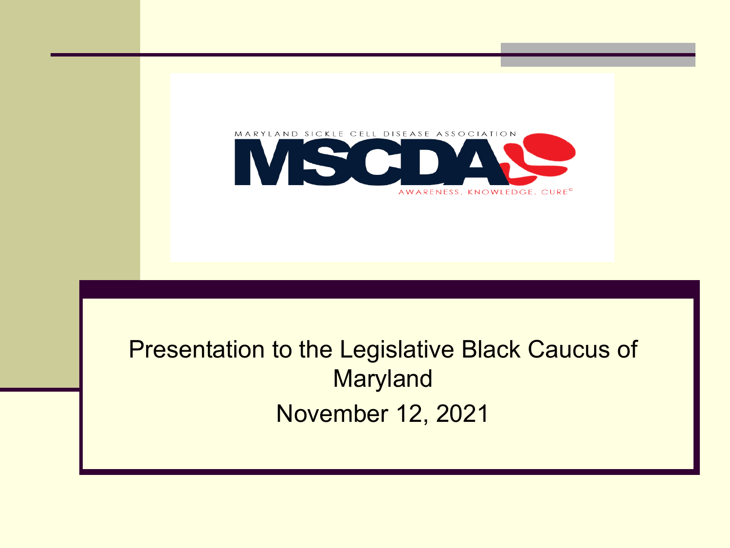MARYLAND SICKLE CELL DISEASE ASSOCIATION

# MSCDA

AWARENESS. KNOWLEDGE. CURE©

Presentation to the Legislative Black Caucus of Maryland

November 12, 2021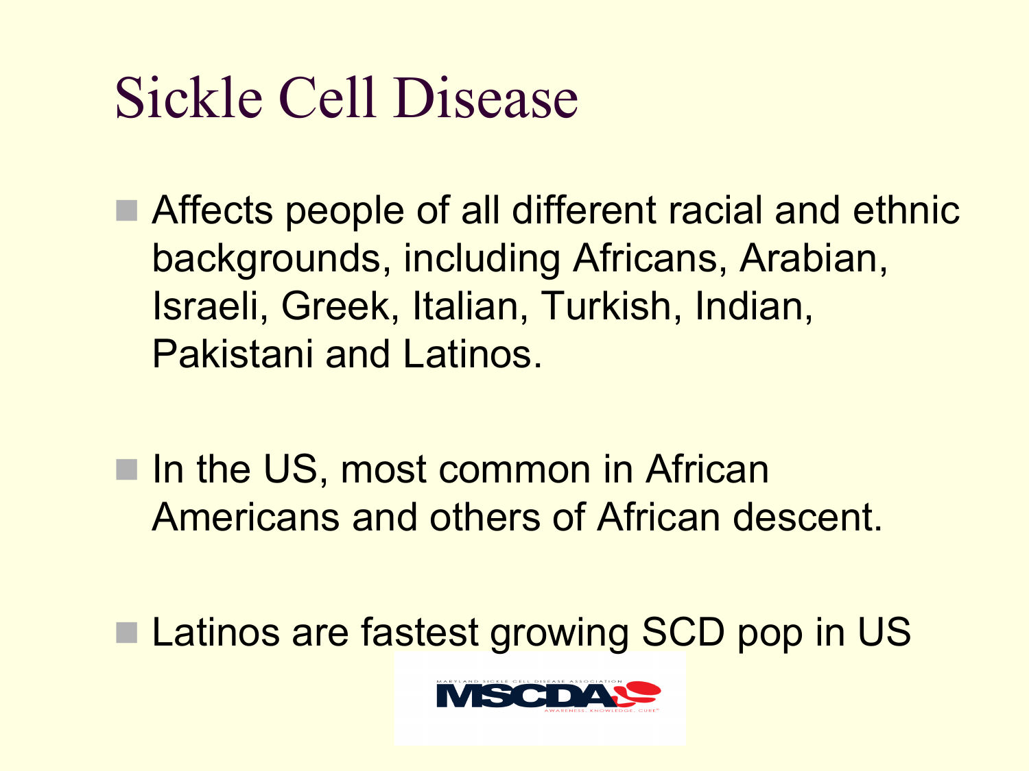# Sickle Cell Disease

- Affects people of all different racial and ethnic backgrounds, including Africans, Arabian, Israeli, Greek, Italian, Turkish, Indian, Pakistani and Latinos.
- In the US, most common in African Americans and others of African descent.
- Latinos are fastest growing SCD pop in US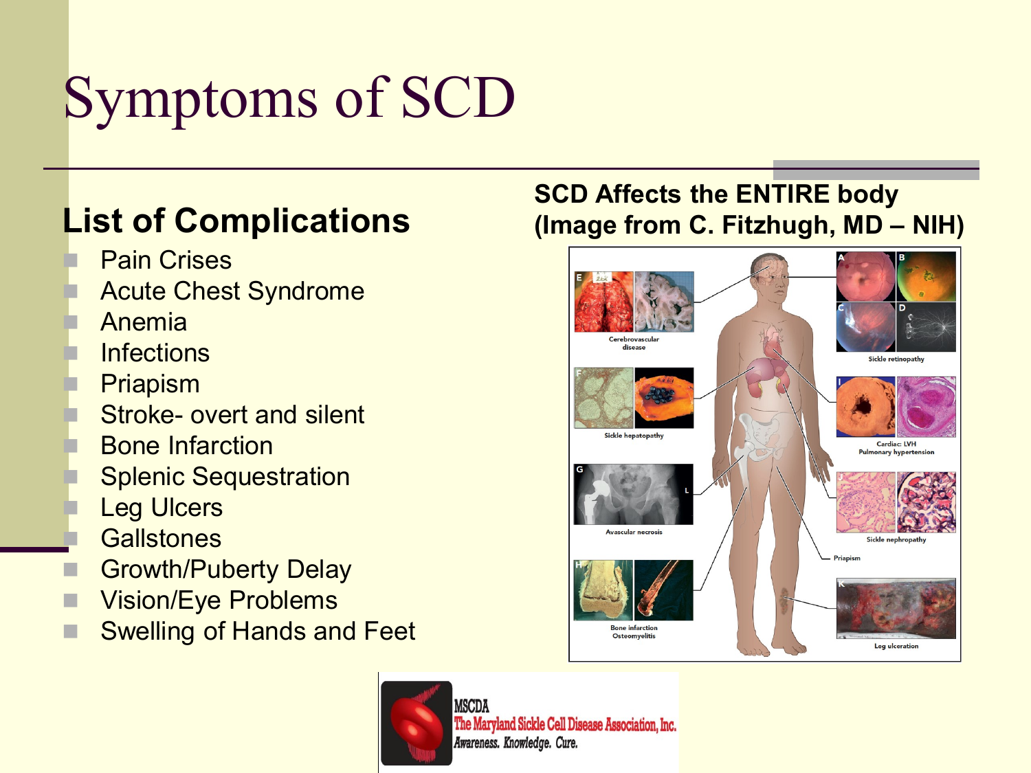# Symptoms of SCD

## List of Complications

- Pain Crises
- Acute Chest Syndrome
- Anemia
- Infections
- Priapism
- Stroke- overt and silent
- Bone Infarction
- Splenic Sequestration
- Leg Ulcers
- Gallstones
- Growth/Puberty Delay
- Vision/Eye Problems
- Swelling of Hands and Feet

**SCD Affects the ENTIRE body (Image from C. Fitzhugh, MD – NIH)**

MSCDA
The Maryland Sickle Cell Disease Association, Inc.
*Awareness. Knowledge. Cure.*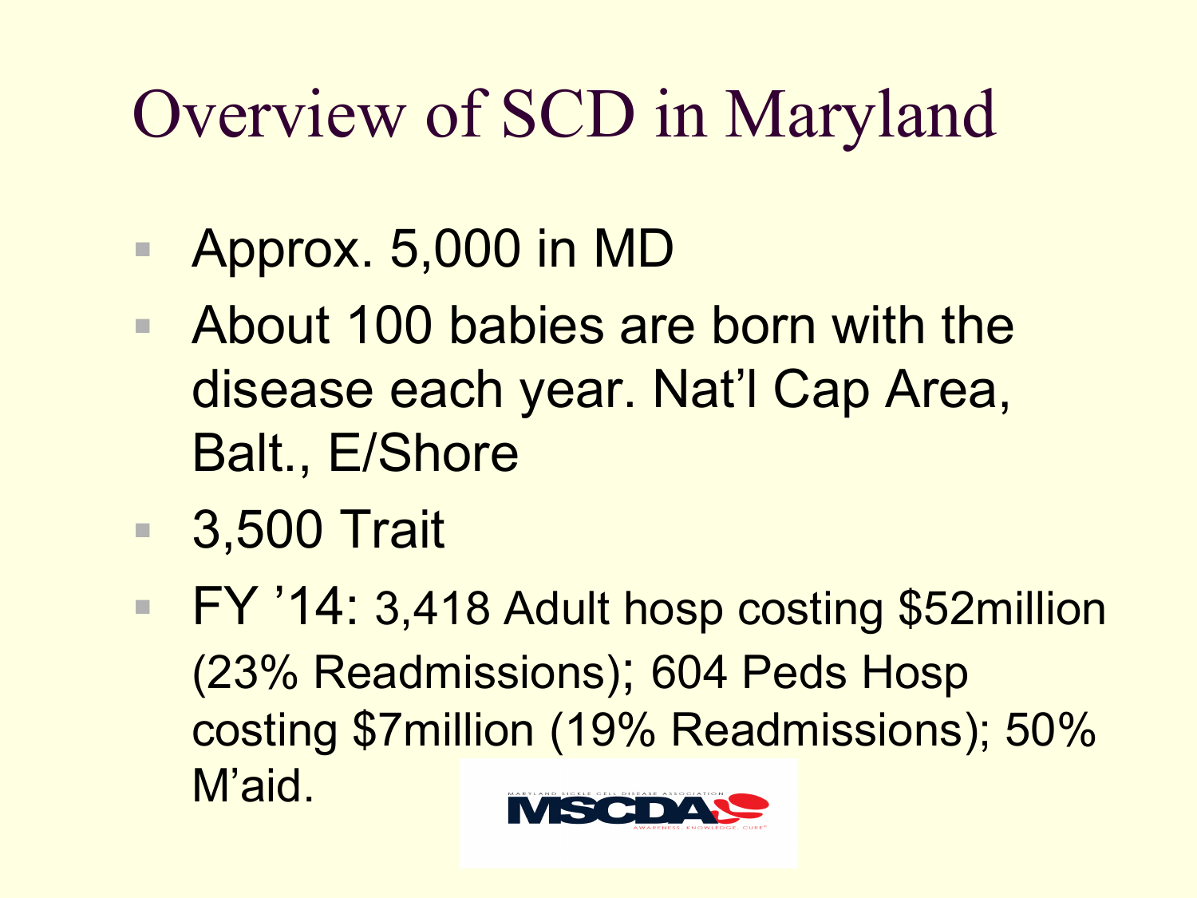# Overview of SCD in Maryland

- Approx. 5,000 in MD
- About 100 babies are born with the disease each year. Nat'l Cap Area, Balt., E/Shore
- 3,500 Trait
- FY '14: 3,418 Adult hosp costing $52million (23% Readmissions); 604 Peds Hosp costing $7million (19% Readmissions); 50% M'aid.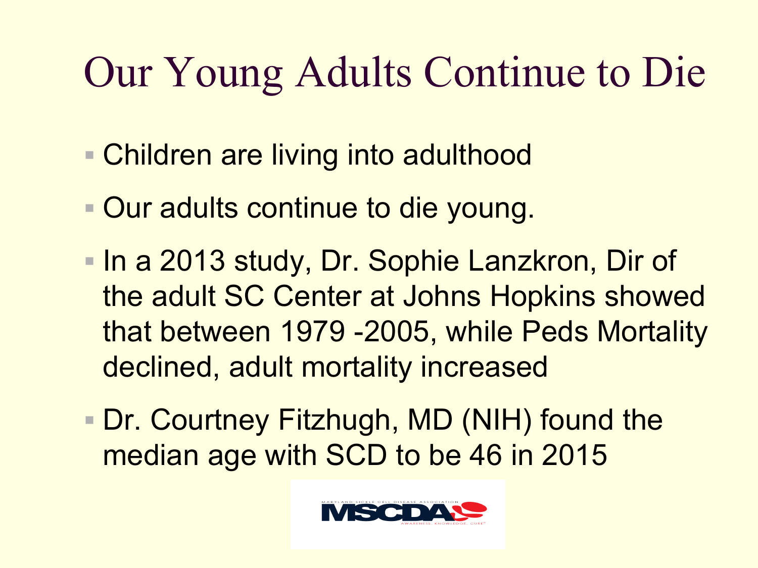# Our Young Adults Continue to Die

- Children are living into adulthood
- Our adults continue to die young.
- In a 2013 study, Dr. Sophie Lanzkron, Dir of the adult SC Center at Johns Hopkins showed that between 1979 -2005, while Peds Mortality declined, adult mortality increased
- Dr. Courtney Fitzhugh, MD (NIH) found the median age with SCD to be 46 in 2015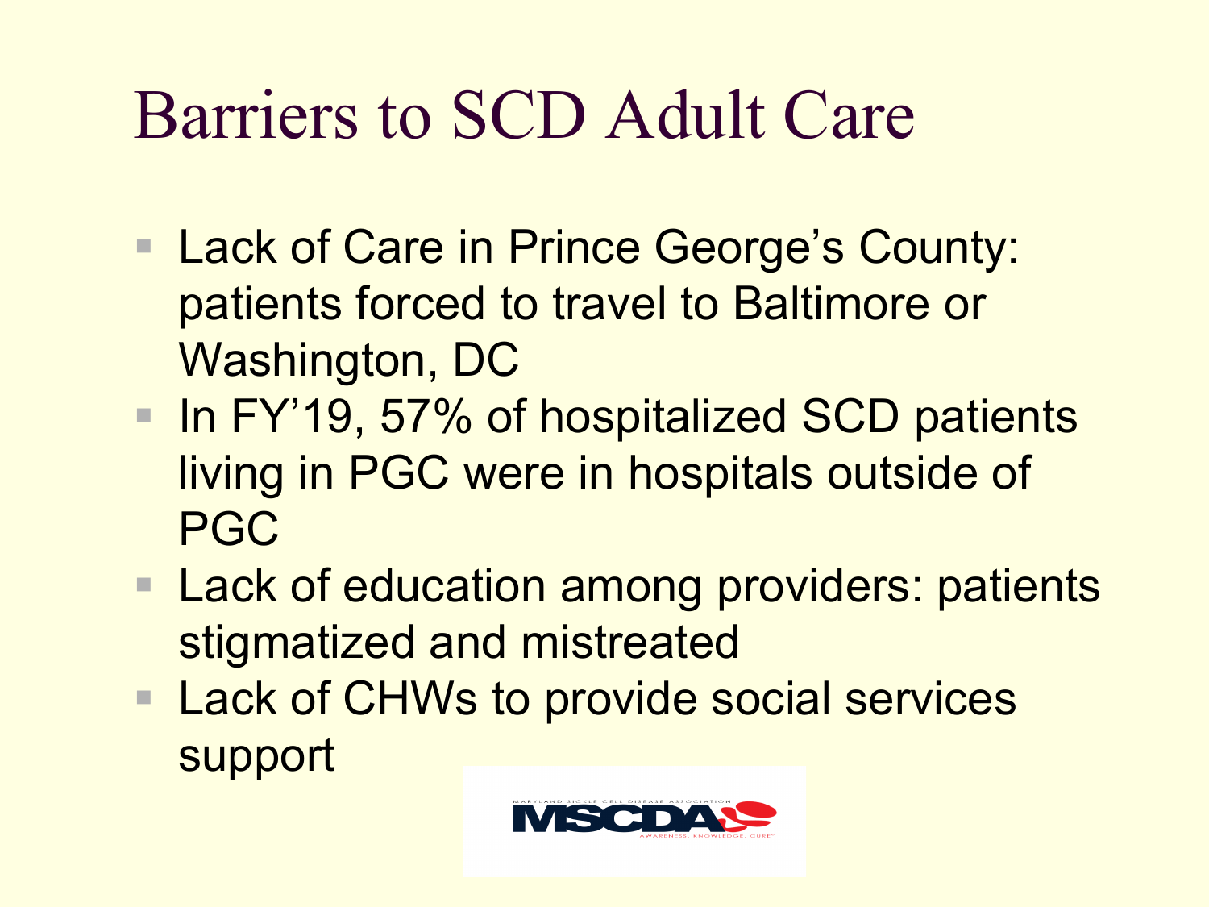# Barriers to SCD Adult Care

- Lack of Care in Prince George's County: patients forced to travel to Baltimore or Washington, DC
- In FY'19, 57% of hospitalized SCD patients living in PGC were in hospitals outside of PGC
- Lack of education among providers: patients stigmatized and mistreated
- Lack of CHWs to provide social services support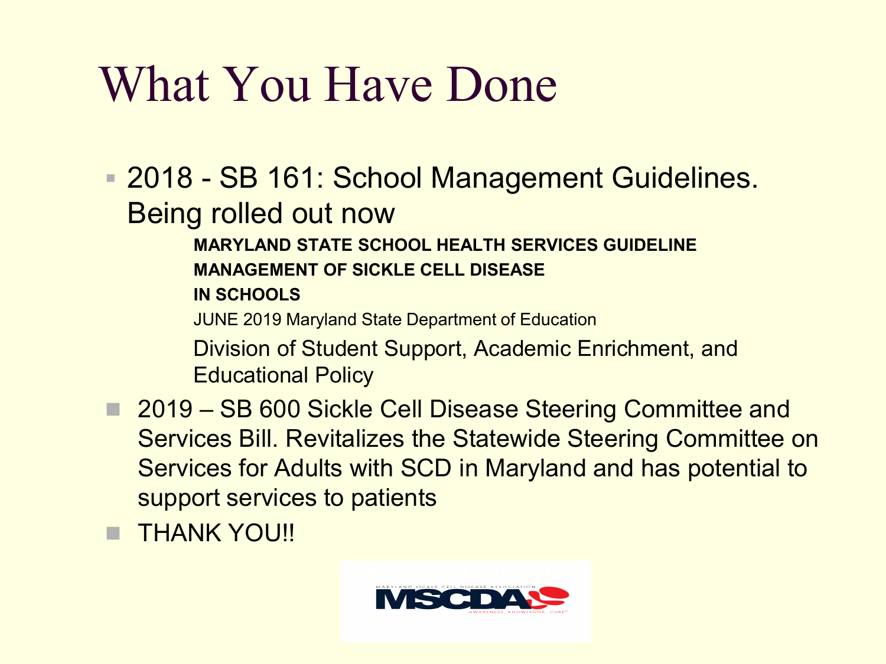# What You Have Done

- 2018 - SB 161: School Management Guidelines. Being rolled out now

  **MARYLAND STATE SCHOOL HEALTH SERVICES GUIDELINE**

  **MANAGEMENT OF SICKLE CELL DISEASE**

  **IN SCHOOLS**

  JUNE 2019 Maryland State Department of Education

  Division of Student Support, Academic Enrichment, and Educational Policy

- 2019 – SB 600 Sickle Cell Disease Steering Committee and Services Bill. Revitalizes the Statewide Steering Committee on Services for Adults with SCD in Maryland and has potential to support services to patients
- THANK YOU!!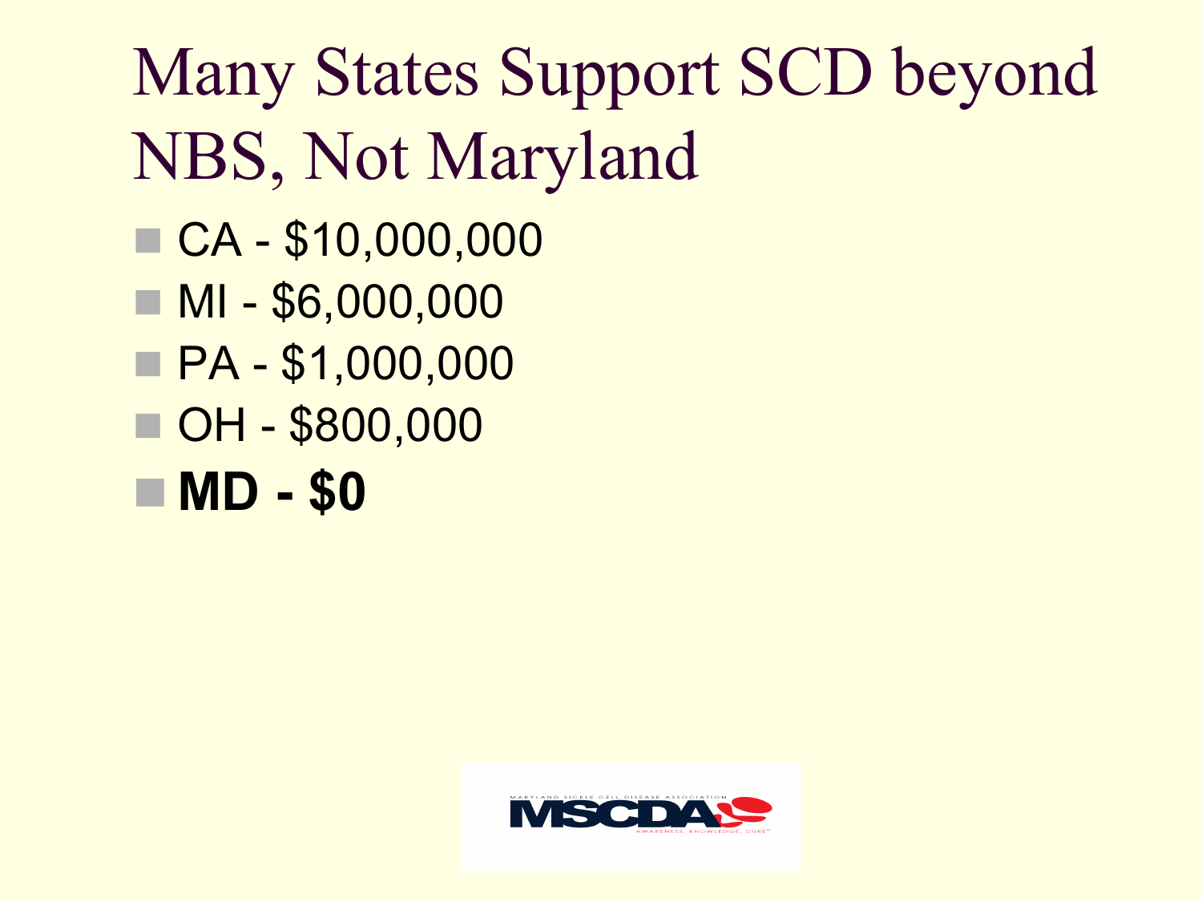# Many States Support SCD beyond NBS, Not Maryland

- CA - $10,000,000
- MI - $6,000,000
- PA - $1,000,000
- OH - $800,000
- **MD - $0**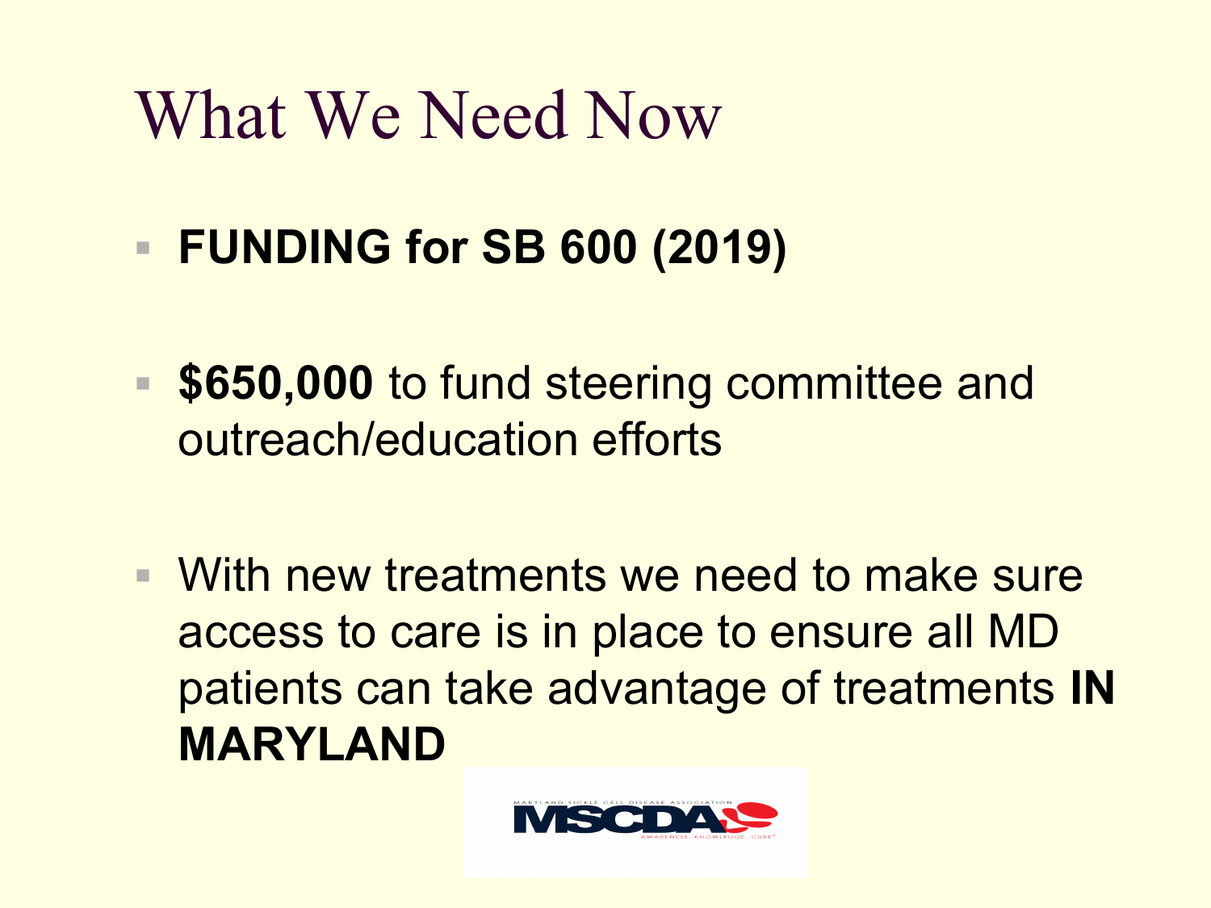# What We Need Now

- **FUNDING for SB 600 (2019)**
- **$650,000** to fund steering committee and outreach/education efforts
- With new treatments we need to make sure access to care is in place to ensure all MD patients can take advantage of treatments **IN MARYLAND**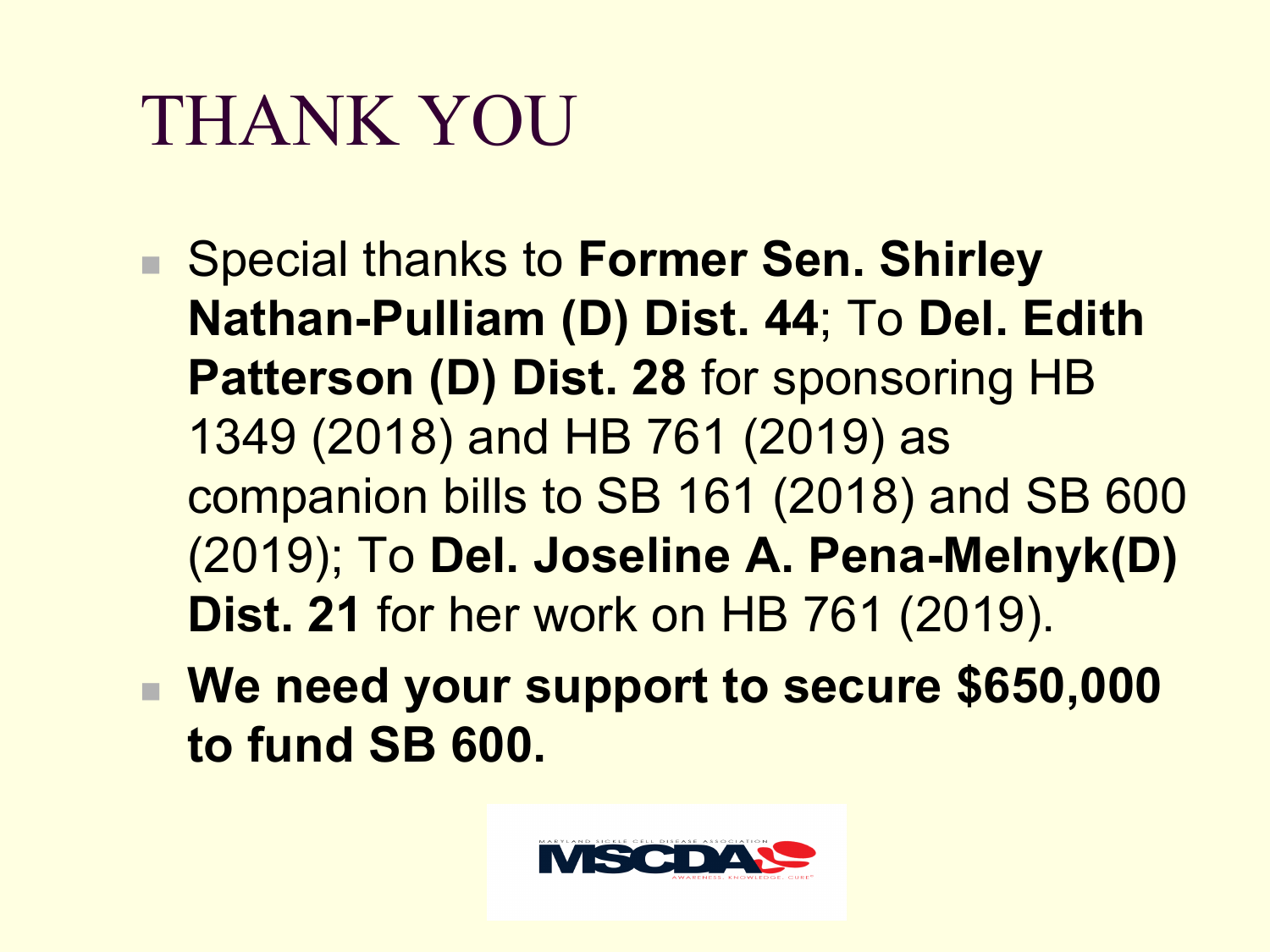# THANK YOU

- Special thanks to **Former Sen. Shirley Nathan-Pulliam (D) Dist. 44**; To **Del. Edith Patterson (D) Dist. 28** for sponsoring HB 1349 (2018) and HB 761 (2019) as companion bills to SB 161 (2018) and SB 600 (2019); To **Del. Joseline A. Pena-Melnyk(D) Dist. 21** for her work on HB 761 (2019).
- **We need your support to secure $650,000 to fund SB 600.**

MARYLAND SICKLE CELL DISEASE ASSOCIATION

MSCDA

AWARENESS. KNOWLEDGE. CURE.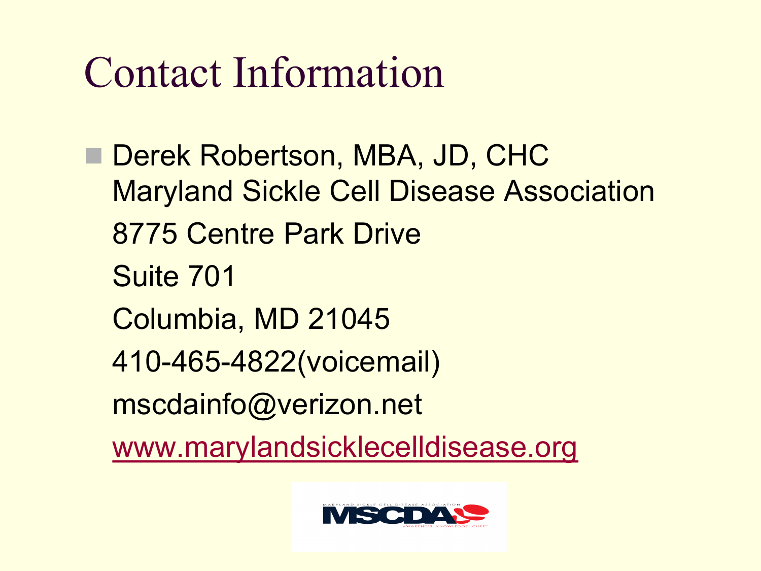# Contact Information

- Derek Robertson, MBA, JD, CHC
  Maryland Sickle Cell Disease Association
  8775 Centre Park Drive
  Suite 701
  Columbia, MD 21045
  410-465-4822(voicemail)
  mscdainfo@verizon.net
  www.marylandsicklecelldisease.org